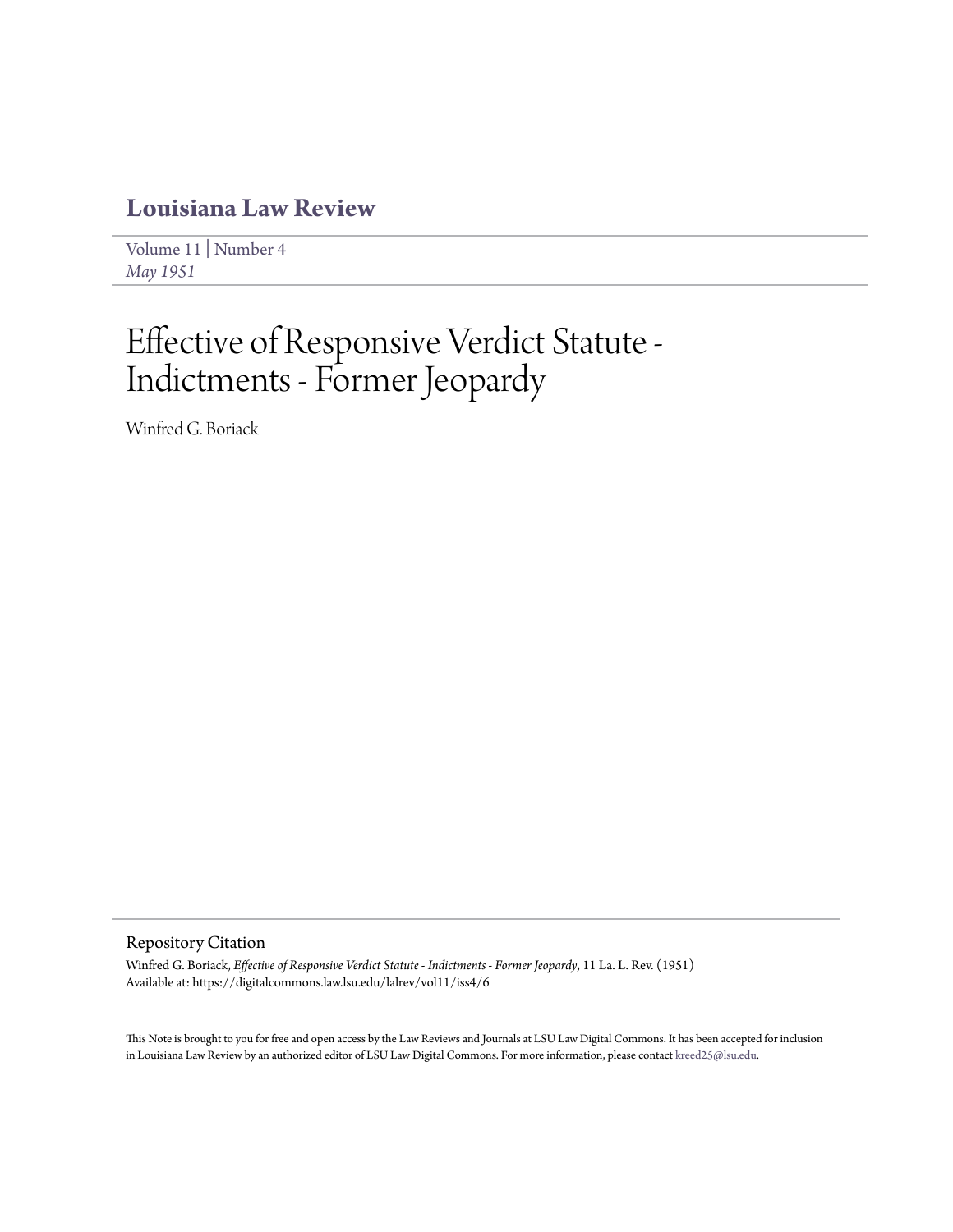# Louisiana Law Review

Volume 11 | Number 4
*May 1951*

# Effective of Responsive Verdict Statute - Indictments - Former Jeopardy

Winfred G. Boriack

## Repository Citation

Winfred G. Boriack, *Effective of Responsive Verdict Statute - Indictments - Former Jeopardy*, 11 La. L. Rev. (1951)
Available at: https://digitalcommons.law.lsu.edu/lalrev/vol11/iss4/6

This Note is brought to you for free and open access by the Law Reviews and Journals at LSU Law Digital Commons. It has been accepted for inclusion in Louisiana Law Review by an authorized editor of LSU Law Digital Commons. For more information, please contact kreed25@lsu.edu.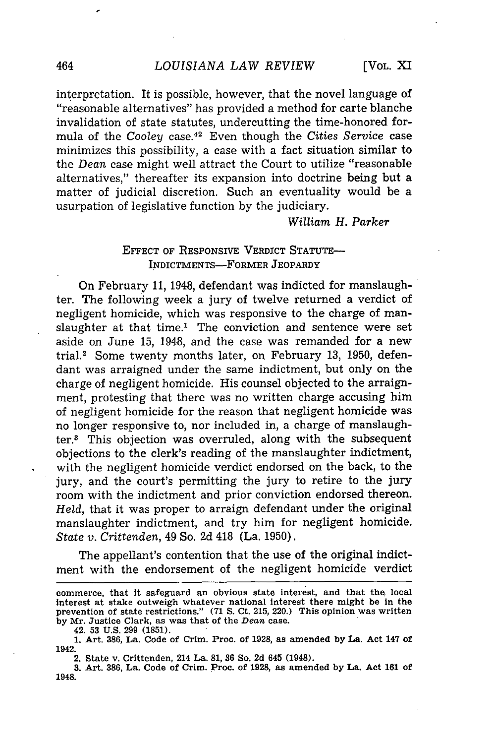interpretation. It is possible, however, that the novel language of "reasonable alternatives" has provided a method for carte blanche invalidation of state statutes, undercutting the time-honored formula of the *Cooley* case.[42] Even though the *Cities Service* case minimizes this possibility, a case with a fact situation similar to the *Dean* case might well attract the Court to utilize "reasonable alternatives," thereafter its expansion into doctrine being but a matter of judicial discretion. Such an eventuality would be a usurpation of legislative function by the judiciary.

*William H. Parker*

## EFFECT OF RESPONSIVE VERDICT STATUTE—INDICTMENTS—FORMER JEOPARDY

On February 11, 1948, defendant was indicted for manslaughter. The following week a jury of twelve returned a verdict of negligent homicide, which was responsive to the charge of manslaughter at that time.[1] The conviction and sentence were set aside on June 15, 1948, and the case was remanded for a new trial.[2] Some twenty months later, on February 13, 1950, defendant was arraigned under the same indictment, but only on the charge of negligent homicide. His counsel objected to the arraignment, protesting that there was no written charge accusing him of negligent homicide for the reason that negligent homicide was no longer responsive to, nor included in, a charge of manslaughter.[3] This objection was overruled, along with the subsequent objections to the clerk's reading of the manslaughter indictment, with the negligent homicide verdict endorsed on the back, to the jury, and the court's permitting the jury to retire to the jury room with the indictment and prior conviction endorsed thereon. *Held*, that it was proper to arraign defendant under the original manslaughter indictment, and try him for negligent homicide. *State v. Crittenden*, 49 So. 2d 418 (La. 1950).

The appellant's contention that the use of the original indictment with the endorsement of the negligent homicide verdict

---

commerce, that it safeguard an obvious state interest, and that the local interest at stake outweigh whatever national interest there might be in the prevention of state restrictions." (71 S. Ct. 215, 220.) This opinion was written by Mr. Justice Clark, as was that of the *Dean* case.

42. 53 U.S. 299 (1851).

1. Art. 386, La. Code of Crim. Proc. of 1928, as amended by La. Act 147 of 1942.

2. State v. Crittenden, 214 La. 81, 36 So. 2d 645 (1948).

3. Art. 386, La. Code of Crim. Proc. of 1928, as amended by La. Act 161 of 1948.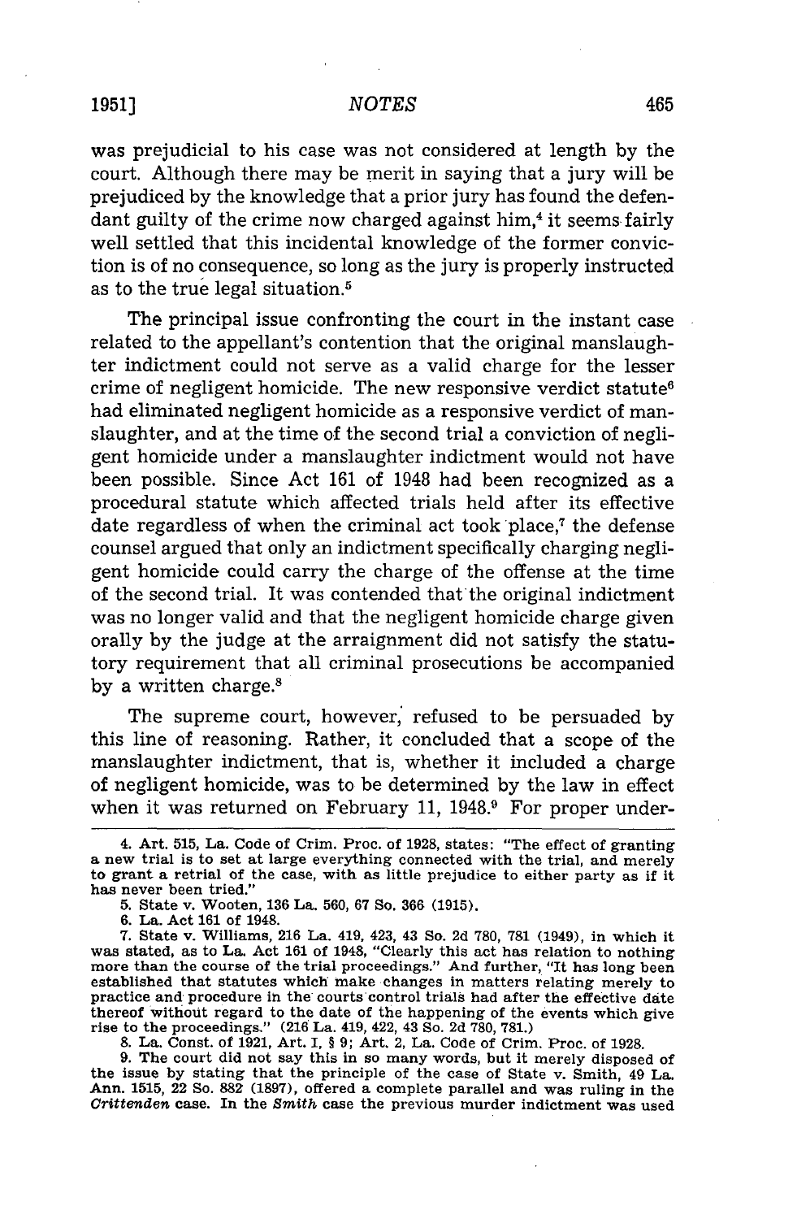was prejudicial to his case was not considered at length by the court. Although there may be merit in saying that a jury will be prejudiced by the knowledge that a prior jury has found the defendant guilty of the crime now charged against him,[4] it seems fairly well settled that this incidental knowledge of the former conviction is of no consequence, so long as the jury is properly instructed as to the true legal situation.[5]

The principal issue confronting the court in the instant case related to the appellant's contention that the original manslaughter indictment could not serve as a valid charge for the lesser crime of negligent homicide. The new responsive verdict statute[6] had eliminated negligent homicide as a responsive verdict of manslaughter, and at the time of the second trial a conviction of negligent homicide under a manslaughter indictment would not have been possible. Since Act 161 of 1948 had been recognized as a procedural statute which affected trials held after its effective date regardless of when the criminal act took place,[7] the defense counsel argued that only an indictment specifically charging negligent homicide could carry the charge of the offense at the time of the second trial. It was contended that the original indictment was no longer valid and that the negligent homicide charge given orally by the judge at the arraignment did not satisfy the statutory requirement that all criminal prosecutions be accompanied by a written charge.[8]

The supreme court, however, refused to be persuaded by this line of reasoning. Rather, it concluded that a scope of the manslaughter indictment, that is, whether it included a charge of negligent homicide, was to be determined by the law in effect when it was returned on February 11, 1948.[9] For proper under-

---

4. Art. 515, La. Code of Crim. Proc. of 1928, states: "The effect of granting a new trial is to set at large everything connected with the trial, and merely to grant a retrial of the case, with as little prejudice to either party as if it has never been tried."

5. State v. Wooten, 136 La. 560, 67 So. 366 (1915).

6. La. Act 161 of 1948.

7. State v. Williams, 216 La. 419, 423, 43 So. 2d 780, 781 (1949), in which it was stated, as to La. Act 161 of 1948, "Clearly this act has relation to nothing more than the course of the trial proceedings." And further, "It has long been established that statutes which make changes in matters relating merely to practice and procedure in the courts control trials had after the effective date thereof without regard to the date of the happening of the events which give rise to the proceedings." (216 La. 419, 422, 43 So. 2d 780, 781.)

8. La. Const. of 1921, Art. I, § 9; Art. 2, La. Code of Crim. Proc. of 1928.

9. The court did not say this in so many words, but it merely disposed of the issue by stating that the principle of the case of State v. Smith, 49 La. Ann. 1515, 22 So. 882 (1897), offered a complete parallel and was ruling in the *Crittenden* case. In the *Smith* case the previous murder indictment was used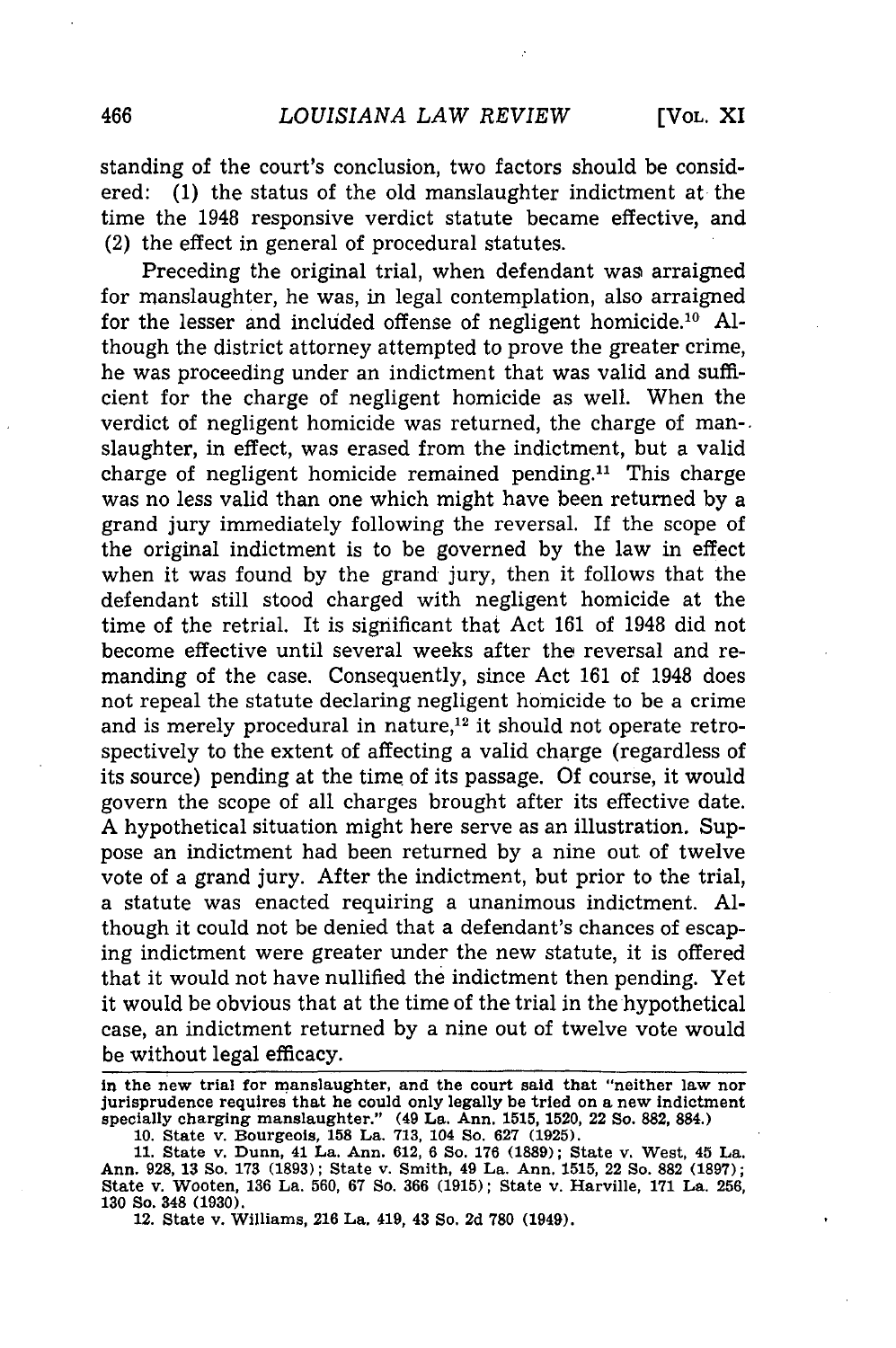standing of the court's conclusion, two factors should be considered: (1) the status of the old manslaughter indictment at the time the 1948 responsive verdict statute became effective, and (2) the effect in general of procedural statutes.

Preceding the original trial, when defendant was arraigned for manslaughter, he was, in legal contemplation, also arraigned for the lesser and included offense of negligent homicide.[10] Although the district attorney attempted to prove the greater crime, he was proceeding under an indictment that was valid and sufficient for the charge of negligent homicide as well. When the verdict of negligent homicide was returned, the charge of manslaughter, in effect, was erased from the indictment, but a valid charge of negligent homicide remained pending.[11] This charge was no less valid than one which might have been returned by a grand jury immediately following the reversal. If the scope of the original indictment is to be governed by the law in effect when it was found by the grand jury, then it follows that the defendant still stood charged with negligent homicide at the time of the retrial. It is significant that Act 161 of 1948 did not become effective until several weeks after the reversal and remanding of the case. Consequently, since Act 161 of 1948 does not repeal the statute declaring negligent homicide to be a crime and is merely procedural in nature,[12] it should not operate retrospectively to the extent of affecting a valid charge (regardless of its source) pending at the time of its passage. Of course, it would govern the scope of all charges brought after its effective date. A hypothetical situation might here serve as an illustration. Suppose an indictment had been returned by a nine out of twelve vote of a grand jury. After the indictment, but prior to the trial, a statute was enacted requiring a unanimous indictment. Although it could not be denied that a defendant's chances of escaping indictment were greater under the new statute, it is offered that it would not have nullified the indictment then pending. Yet it would be obvious that at the time of the trial in the hypothetical case, an indictment returned by a nine out of twelve vote would be without legal efficacy.

---

in the new trial for manslaughter, and the court said that "neither law nor jurisprudence requires that he could only legally be tried on a new indictment specially charging manslaughter." (49 La. Ann. 1515, 1520, 22 So. 882, 884.)

10. State v. Bourgeois, 158 La. 713, 104 So. 627 (1925).

11. State v. Dunn, 41 La. Ann. 612, 6 So. 176 (1889); State v. West, 45 La. Ann. 928, 13 So. 173 (1893); State v. Smith, 49 La. Ann. 1515, 22 So. 882 (1897); State v. Wooten, 136 La. 560, 67 So. 366 (1915); State v. Harville, 171 La. 256, 130 So. 348 (1930).

12. State v. Williams, 216 La. 419, 43 So. 2d 780 (1949).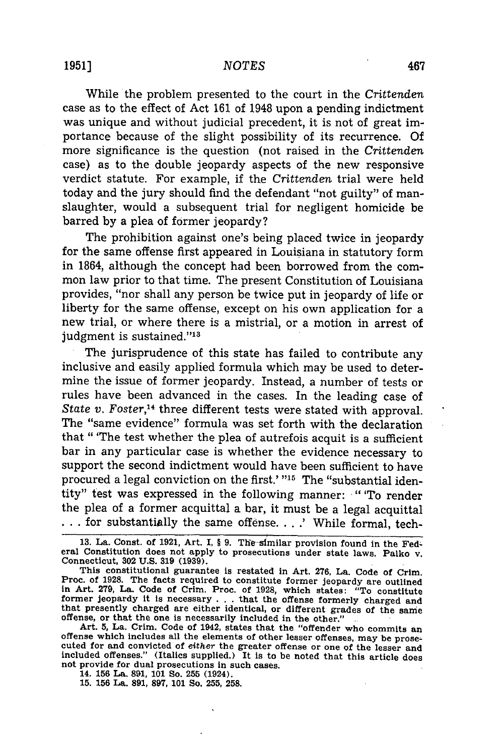While the problem presented to the court in the *Crittenden* case as to the effect of Act 161 of 1948 upon a pending indictment was unique and without judicial precedent, it is not of great importance because of the slight possibility of its recurrence. Of more significance is the question (not raised in the *Crittenden* case) as to the double jeopardy aspects of the new responsive verdict statute. For example, if the *Crittenden* trial were held today and the jury should find the defendant "not guilty" of manslaughter, would a subsequent trial for negligent homicide be barred by a plea of former jeopardy?

The prohibition against one's being placed twice in jeopardy for the same offense first appeared in Louisiana in statutory form in 1864, although the concept had been borrowed from the common law prior to that time. The present Constitution of Louisiana provides, "nor shall any person be twice put in jeopardy of life or liberty for the same offense, except on his own application for a new trial, or where there is a mistrial, or a motion in arrest of judgment is sustained."[13]

The jurisprudence of this state has failed to contribute any inclusive and easily applied formula which may be used to determine the issue of former jeopardy. Instead, a number of tests or rules have been advanced in the cases. In the leading case of *State v. Foster*,[14] three different tests were stated with approval. The "same evidence" formula was set forth with the declaration that " 'The test whether the plea of autrefois acquit is a sufficient bar in any particular case is whether the evidence necessary to support the second indictment would have been sufficient to have procured a legal conviction on the first.' "[15] The "substantial identity" test was expressed in the following manner: " 'To render the plea of a former acquittal a bar, it must be a legal acquittal . . . for substantially the same offense. . . .' While formal, tech-

---

13. La. Const. of 1921, Art. I, § 9. The similar provision found in the Federal Constitution does not apply to prosecutions under state laws. Palko v. Connecticut, 302 U.S. 319 (1939).

This constitutional guarantee is restated in Art. 276, La. Code of Crim. Proc. of 1928. The facts required to constitute former jeopardy are outlined in Art. 279, La. Code of Crim. Proc. of 1928, which states: "To constitute former jeopardy it is necessary . . . that the offense formerly charged and that presently charged are either identical, or different grades of the same offense, or that the one is necessarily included in the other."

Art. 5, La. Crim. Code of 1942, states that the "offender who commits an offense which includes all the elements of other lesser offenses, may be prosecuted for and convicted of *either* the greater offense or one of the lesser and included offenses." (Italics supplied.) It is to be noted that this article does not provide for dual prosecutions in such cases.

14. 156 La. 891, 101 So. 255 (1924).

15. 156 La. 891, 897, 101 So. 255, 258.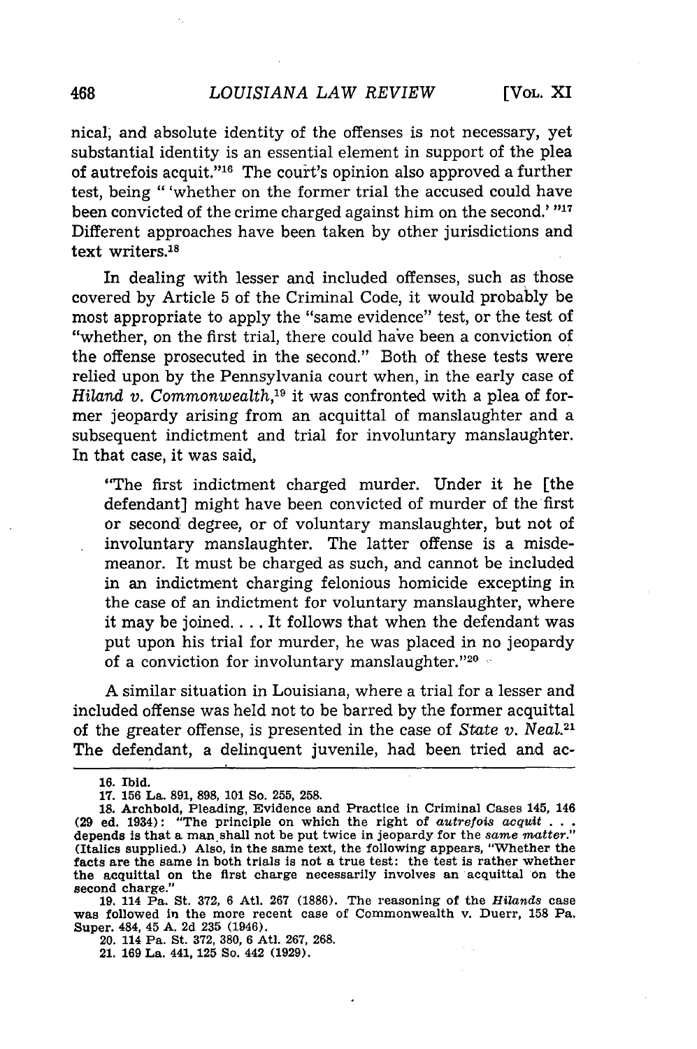nical, and absolute identity of the offenses is not necessary, yet substantial identity is an essential element in support of the plea of autrefois acquit."[16] The court's opinion also approved a further test, being "'whether on the former trial the accused could have been convicted of the crime charged against him on the second.'"[17] Different approaches have been taken by other jurisdictions and text writers.[18]

In dealing with lesser and included offenses, such as those covered by Article 5 of the Criminal Code, it would probably be most appropriate to apply the "same evidence" test, or the test of "whether, on the first trial, there could have been a conviction of the offense prosecuted in the second." Both of these tests were relied upon by the Pennsylvania court when, in the early case of *Hiland v. Commonwealth*,[19] it was confronted with a plea of former jeopardy arising from an acquittal of manslaughter and a subsequent indictment and trial for involuntary manslaughter. In that case, it was said,

> "The first indictment charged murder. Under it he [the defendant] might have been convicted of murder of the first or second degree, or of voluntary manslaughter, but not of involuntary manslaughter. The latter offense is a misdemeanor. It must be charged as such, and cannot be included in an indictment charging felonious homicide excepting in the case of an indictment for voluntary manslaughter, where it may be joined. . . . It follows that when the defendant was put upon his trial for murder, he was placed in no jeopardy of a conviction for involuntary manslaughter."[20]

A similar situation in Louisiana, where a trial for a lesser and included offense was held not to be barred by the former acquittal of the greater offense, is presented in the case of *State v. Neal*.[21] The defendant, a delinquent juvenile, had been tried and ac-

---

16. Ibid.

17. 156 La. 891, 898, 101 So. 255, 258.

18. Archbold, Pleading, Evidence and Practice in Criminal Cases 145, 146 (29 ed. 1934): "The principle on which the right of *autrefois acquit* . . . depends is that a man shall not be put twice in jeopardy for the *same matter*." (Italics supplied.) Also, in the same text, the following appears, "Whether the facts are the same in both trials is not a true test: the test is rather whether the acquittal on the first charge necessarily involves an acquittal on the second charge."

19. 114 Pa. St. 372, 6 Atl. 267 (1886). The reasoning of the *Hilands* case was followed in the more recent case of Commonwealth v. Duerr, 158 Pa. Super. 484, 45 A. 2d 235 (1946).

20. 114 Pa. St. 372, 380, 6 Atl. 267, 268.

21. 169 La. 441, 125 So. 442 (1929).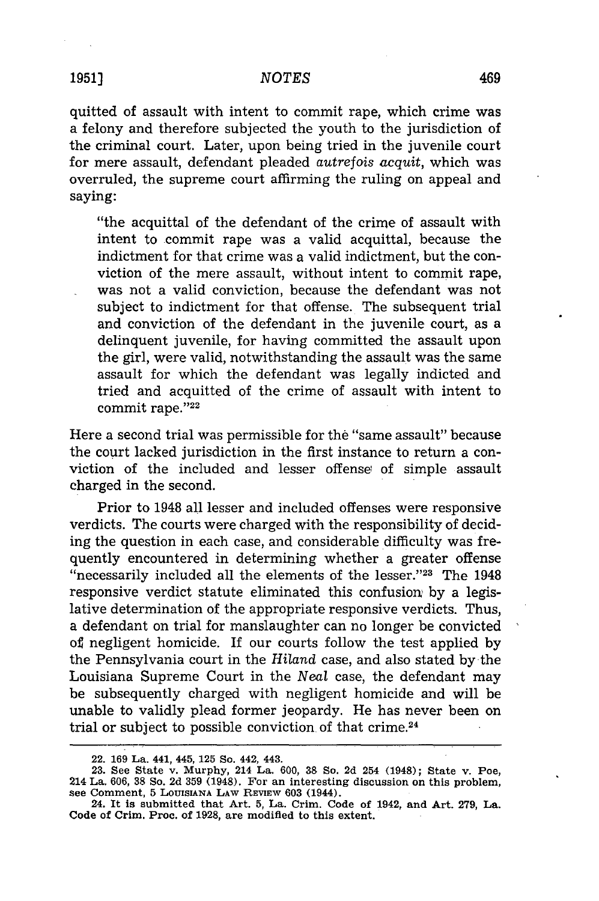quitted of assault with intent to commit rape, which crime was a felony and therefore subjected the youth to the jurisdiction of the criminal court. Later, upon being tried in the juvenile court for mere assault, defendant pleaded *autrefois acquit*, which was overruled, the supreme court affirming the ruling on appeal and saying:

> "the acquittal of the defendant of the crime of assault with intent to commit rape was a valid acquittal, because the indictment for that crime was a valid indictment, but the conviction of the mere assault, without intent to commit rape, was not a valid conviction, because the defendant was not subject to indictment for that offense. The subsequent trial and conviction of the defendant in the juvenile court, as a delinquent juvenile, for having committed the assault upon the girl, were valid, notwithstanding the assault was the same assault for which the defendant was legally indicted and tried and acquitted of the crime of assault with intent to commit rape."[22]

Here a second trial was permissible for the "same assault" because the court lacked jurisdiction in the first instance to return a conviction of the included and lesser offense of simple assault charged in the second.

Prior to 1948 all lesser and included offenses were responsive verdicts. The courts were charged with the responsibility of deciding the question in each case, and considerable difficulty was frequently encountered in determining whether a greater offense "necessarily included all the elements of the lesser."[23] The 1948 responsive verdict statute eliminated this confusion by a legislative determination of the appropriate responsive verdicts. Thus, a defendant on trial for manslaughter can no longer be convicted of negligent homicide. If our courts follow the test applied by the Pennsylvania court in the *Hiland* case, and also stated by the Louisiana Supreme Court in the *Neal* case, the defendant may be subsequently charged with negligent homicide and will be unable to validly plead former jeopardy. He has never been on trial or subject to possible conviction of that crime.[24]

---

22. 169 La. 441, 445, 125 So. 442, 443.

23. See State v. Murphy, 214 La. 600, 38 So. 2d 254 (1948); State v. Poe, 214 La. 606, 38 So. 2d 359 (1948). For an interesting discussion on this problem, see Comment, 5 LOUISIANA LAW REVIEW 603 (1944).

24. It is submitted that Art. 5, La. Crim. Code of 1942, and Art. 279, La. Code of Crim. Proc. of 1928, are modified to this extent.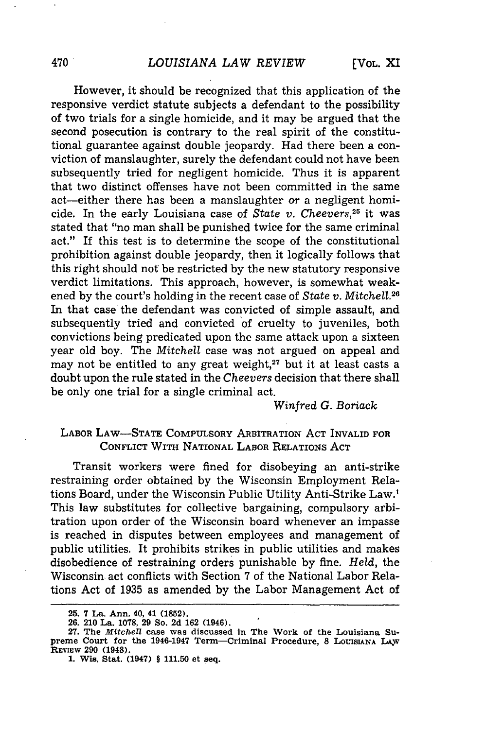However, it should be recognized that this application of the responsive verdict statute subjects a defendant to the possibility of two trials for a single homicide, and it may be argued that the second posecution is contrary to the real spirit of the constitutional guarantee against double jeopardy. Had there been a conviction of manslaughter, surely the defendant could not have been subsequently tried for negligent homicide. Thus it is apparent that two distinct offenses have not been committed in the same act—either there has been a manslaughter *or* a negligent homicide. In the early Louisiana case of *State v. Cheevers*,[25] it was stated that "no man shall be punished twice for the same criminal act." If this test is to determine the scope of the constitutional prohibition against double jeopardy, then it logically follows that this right should not be restricted by the new statutory responsive verdict limitations. This approach, however, is somewhat weakened by the court's holding in the recent case of *State v. Mitchell*.[26] In that case the defendant was convicted of simple assault, and subsequently tried and convicted of cruelty to juveniles, both convictions being predicated upon the same attack upon a sixteen year old boy. The *Mitchell* case was not argued on appeal and may not be entitled to any great weight,[27] but it at least casts a doubt upon the rule stated in the *Cheevers* decision that there shall be only one trial for a single criminal act.

*Winfred G. Boriack*

## LABOR LAW—STATE COMPULSORY ARBITRATION ACT INVALID FOR CONFLICT WITH NATIONAL LABOR RELATIONS ACT

Transit workers were fined for disobeying an anti-strike restraining order obtained by the Wisconsin Employment Relations Board, under the Wisconsin Public Utility Anti-Strike Law.[1] This law substitutes for collective bargaining, compulsory arbitration upon order of the Wisconsin board whenever an impasse is reached in disputes between employees and management of public utilities. It prohibits strikes in public utilities and makes disobedience of restraining orders punishable by fine. *Held*, the Wisconsin act conflicts with Section 7 of the National Labor Relations Act of 1935 as amended by the Labor Management Act of

---

25. 7 La. Ann. 40, 41 (1852).

26. 210 La. 1078, 29 So. 2d 162 (1946).

27. The *Mitchell* case was discussed in The Work of the Louisiana Supreme Court for the 1946-1947 Term—Criminal Procedure, 8 LOUISIANA LAW REVIEW 290 (1948).

1. Wis. Stat. (1947) § 111.50 et seq.